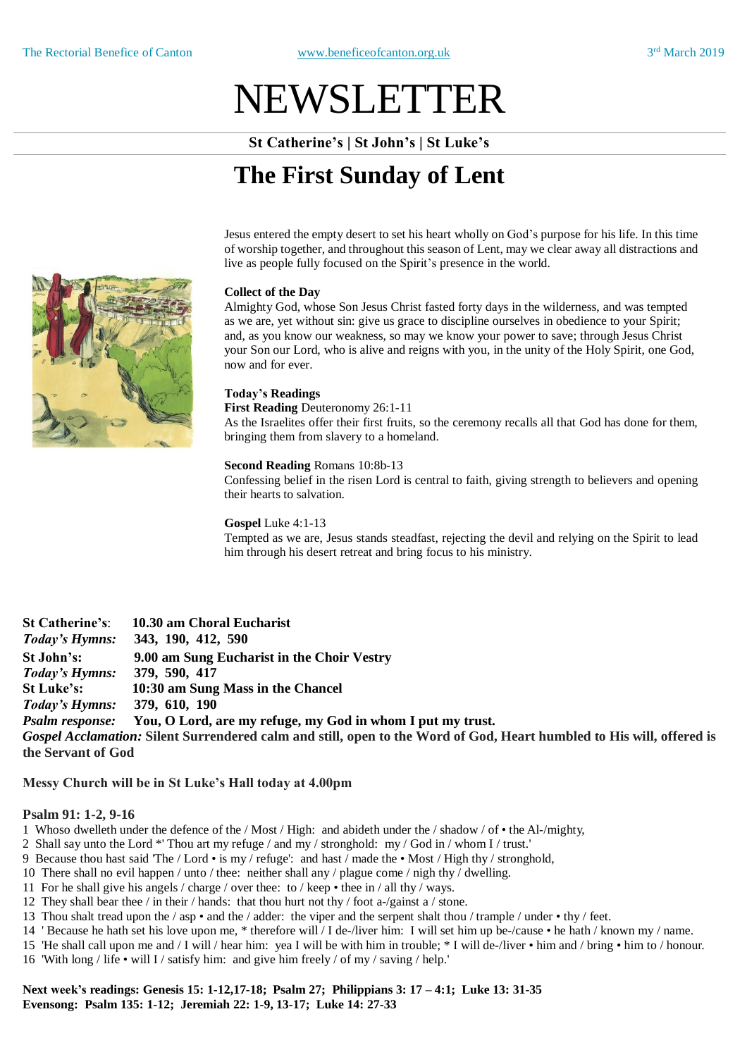The Rectorial Benefice of Canton www.beneficeofcanton.org.uk 3rd March 2019

# NEWSLETTER

**St Catherine's | St John's | St Luke's**

## The First Sunday of Lent

Jesus entered the empty desert to set his heart wholly on God's purpose for his life. In this time of worship together, and throughout this season of Lent, may we clear away all distractions and live as people fully focused on the Spirit's presence in the world.

**Collect of the Day**

Almighty God, whose Son Jesus Christ fasted forty days in the wilderness, and was tempted as we are, yet without sin: give us grace to discipline ourselves in obedience to your Spirit; and, as you know our weakness, so may we know your power to save; through Jesus Christ your Son our Lord, who is alive and reigns with you, in the unity of the Holy Spirit, one God, now and for ever.

**Today's Readings**

**First Reading** Deuteronomy 26:1-11
As the Israelites offer their first fruits, so the ceremony recalls all that God has done for them, bringing them from slavery to a homeland.

**Second Reading** Romans 10:8b-13
Confessing belief in the risen Lord is central to faith, giving strength to believers and opening their hearts to salvation.

**Gospel** Luke 4:1-13
Tempted as we are, Jesus stands steadfast, rejecting the devil and relying on the Spirit to lead him through his desert retreat and bring focus to his ministry.

**St Catherine's**: **10.30 am Choral Eucharist**
***Today's Hymns:*** **343, 190, 412, 590**
**St John's:** **9.00 am Sung Eucharist in the Choir Vestry**
***Today's Hymns:*** **379, 590, 417**
**St Luke's:** **10:30 am Sung Mass in the Chancel**
***Today's Hymns:*** **379, 610, 190**
***Psalm response:*** **You, O Lord, are my refuge, my God in whom I put my trust.**
***Gospel Acclamation:*** **Silent Surrendered calm and still, open to the Word of God, Heart humbled to His will, offered is the Servant of God**

**Messy Church will be in St Luke's Hall today at 4.00pm**

**Psalm 91: 1-2, 9-16**

1 Whoso dwelleth under the defence of the / Most / High: and abideth under the / shadow / of • the Al-/mighty,
2 Shall say unto the Lord *' Thou art my refuge / and my / stronghold: my / God in / whom I / trust.'
9 Because thou hast said 'The / Lord • is my / refuge': and hast / made the • Most / High thy / stronghold,
10 There shall no evil happen / unto / thee: neither shall any / plague come / nigh thy / dwelling.
11 For he shall give his angels / charge / over thee: to / keep • thee in / all thy / ways.
12 They shall bear thee / in their / hands: that thou hurt not thy / foot a-/gainst a / stone.
13 Thou shalt tread upon the / asp • and the / adder: the viper and the serpent shalt thou / trample / under • thy / feet.
14 ' Because he hath set his love upon me, * therefore will / I de-/liver him: I will set him up be-/cause • he hath / known my / name.
15 'He shall call upon me and / I will / hear him: yea I will be with him in trouble; * I will de-/liver • him and / bring • him to / honour.
16 'With long / life • will I / satisfy him: and give him freely / of my / saving / help.'

**Next week's readings: Genesis 15: 1-12,17-18; Psalm 27; Philippians 3: 17 – 4:1; Luke 13: 31-35**
**Evensong: Psalm 135: 1-12; Jeremiah 22: 1-9, 13-17; Luke 14: 27-33**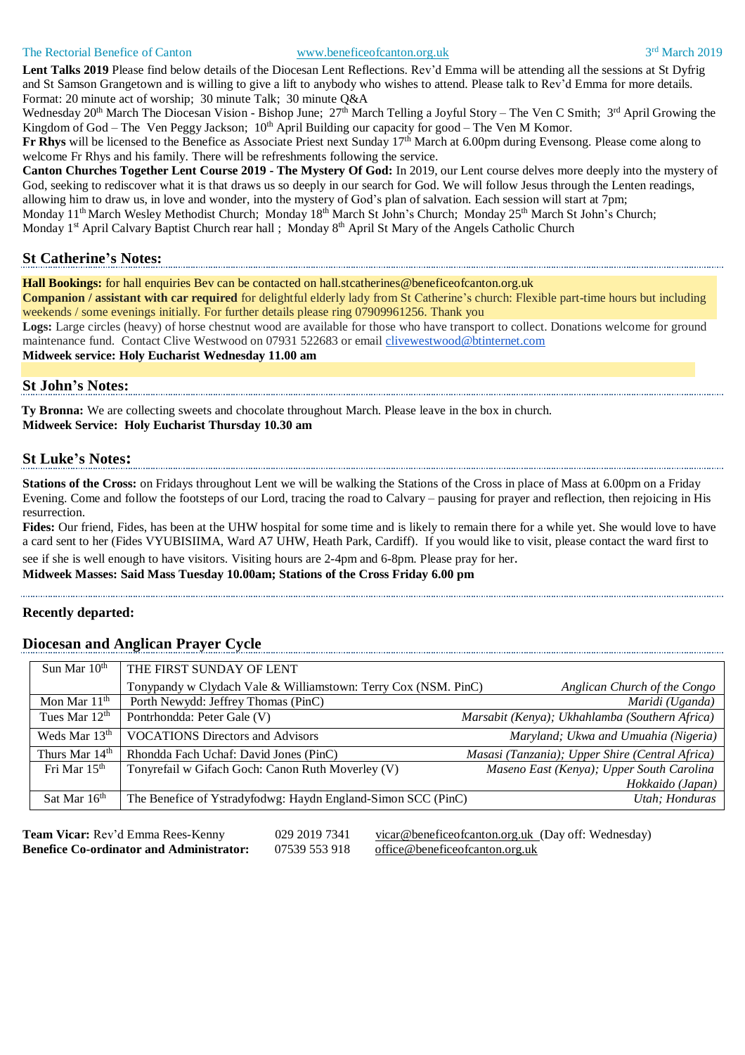**Lent Talks 2019** Please find below details of the Diocesan Lent Reflections. Rev'd Emma will be attending all the sessions at St Dyfrig and St Samson Grangetown and is willing to give a lift to anybody who wishes to attend. Please talk to Rev'd Emma for more details. Format: 20 minute act of worship; 30 minute Talk; 30 minute Q&A

Wednesday 20th March The Diocesan Vision - Bishop June; 27th March Telling a Joyful Story – The Ven C Smith; 3rd April Growing the Kingdom of God – The Ven Peggy Jackson; 10th April Building our capacity for good – The Ven M Komor.

**Fr Rhys** will be licensed to the Benefice as Associate Priest next Sunday 17th March at 6.00pm during Evensong. Please come along to welcome Fr Rhys and his family. There will be refreshments following the service.

**Canton Churches Together Lent Course 2019 - The Mystery Of God:** In 2019, our Lent course delves more deeply into the mystery of God, seeking to rediscover what it is that draws us so deeply in our search for God. We will follow Jesus through the Lenten readings, allowing him to draw us, in love and wonder, into the mystery of God's plan of salvation. Each session will start at 7pm;

Monday 11th March Wesley Methodist Church; Monday 18th March St John's Church; Monday 25th March St John's Church; Monday 1st April Calvary Baptist Church rear hall ; Monday 8th April St Mary of the Angels Catholic Church

## St Catherine's Notes:

**Hall Bookings:** for hall enquiries Bev can be contacted on hall.stcatherines@beneficeofcanton.org.uk

**Companion / assistant with car required** for delightful elderly lady from St Catherine's church: Flexible part-time hours but including weekends / some evenings initially. For further details please ring 07909961256. Thank you

**Logs:** Large circles (heavy) of horse chestnut wood are available for those who have transport to collect. Donations welcome for ground maintenance fund. Contact Clive Westwood on 07931 522683 or email clivewestwood@btinternet.com

**Midweek service: Holy Eucharist Wednesday 11.00 am**

## St John's Notes:

**Ty Bronna:** We are collecting sweets and chocolate throughout March. Please leave in the box in church.

**Midweek Service: Holy Eucharist Thursday 10.30 am**

## St Luke's Notes:

**Stations of the Cross:** on Fridays throughout Lent we will be walking the Stations of the Cross in place of Mass at 6.00pm on a Friday Evening. Come and follow the footsteps of our Lord, tracing the road to Calvary – pausing for prayer and reflection, then rejoicing in His resurrection.

**Fides:** Our friend, Fides, has been at the UHW hospital for some time and is likely to remain there for a while yet. She would love to have a card sent to her (Fides VYUBISIIMA, Ward A7 UHW, Heath Park, Cardiff). If you would like to visit, please contact the ward first to see if she is well enough to have visitors. Visiting hours are 2-4pm and 6-8pm. Please pray for her.

**Midweek Masses: Said Mass Tuesday 10.00am; Stations of the Cross Friday 6.00 pm**

**Recently departed:**

## Diocesan and Anglican Prayer Cycle

| | | |
|---|---|---|
| Sun Mar 10th | THE FIRST SUNDAY OF LENT | |
| | Tonypandy w Clydach Vale & Williamstown: Terry Cox (NSM. PinC) | *Anglican Church of the Congo* |
| Mon Mar 11th | Porth Newydd: Jeffrey Thomas (PinC) | *Maridi (Uganda)* |
| Tues Mar 12th | Pontrhondda: Peter Gale (V) | *Marsabit (Kenya); Ukhahlamba (Southern Africa)* |
| Weds Mar 13th | VOCATIONS Directors and Advisors | *Maryland; Ukwa and Umuahia (Nigeria)* |
| Thurs Mar 14th | Rhondda Fach Uchaf: David Jones (PinC) | *Masasi (Tanzania); Upper Shire (Central Africa)* |
| Fri Mar 15th | Tonyrefail w Gifach Goch: Canon Ruth Moverley (V) | *Maseno East (Kenya); Upper South Carolina Hokkaido (Japan)* |
| Sat Mar 16th | The Benefice of Ystradyfodwg: Haydn England-Simon SCC (PinC) | *Utah; Honduras* |

**Team Vicar:** Rev'd Emma Rees-Kenny 029 2019 7341 vicar@beneficeofcanton.org.uk (Day off: Wednesday)
**Benefice Co-ordinator and Administrator:** 07539 553 918 office@beneficeofcanton.org.uk